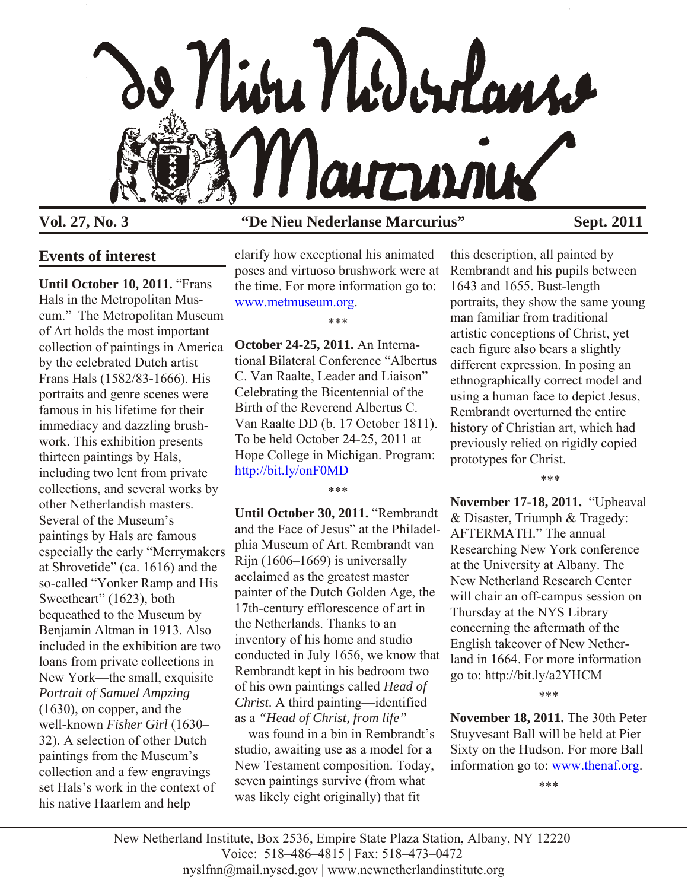# De Nieu Nederlanse Marcurius

**Vol. 27, No. 3** **"De Nieu Nederlanse Marcurius"** **Sept. 2011**

## Events of interest

**Until October 10, 2011.** "Frans Hals in the Metropolitan Museum." The Metropolitan Museum of Art holds the most important collection of paintings in America by the celebrated Dutch artist Frans Hals (1582/83-1666). His portraits and genre scenes were famous in his lifetime for their immediacy and dazzling brushwork. This exhibition presents thirteen paintings by Hals, including two lent from private collections, and several works by other Netherlandish masters. Several of the Museum's paintings by Hals are famous especially the early "Merrymakers at Shrovetide" (ca. 1616) and the so-called "Yonker Ramp and His Sweetheart" (1623), both bequeathed to the Museum by Benjamin Altman in 1913. Also included in the exhibition are two loans from private collections in New York—the small, exquisite *Portrait of Samuel Ampzing* (1630), on copper, and the well-known *Fisher Girl* (1630–32). A selection of other Dutch paintings from the Museum's collection and a few engravings set Hals's work in the context of his native Haarlem and help clarify how exceptional his animated poses and virtuoso brushwork were at the time. For more information go to: www.metmuseum.org.

***

**October 24-25, 2011.** An International Bilateral Conference "Albertus C. Van Raalte, Leader and Liaison" Celebrating the Bicentennial of the Birth of the Reverend Albertus C. Van Raalte DD (b. 17 October 1811). To be held October 24-25, 2011 at Hope College in Michigan. Program: http://bit.ly/onF0MD

***

**Until October 30, 2011.** "Rembrandt and the Face of Jesus" at the Philadelphia Museum of Art. Rembrandt van Rijn (1606–1669) is universally acclaimed as the greatest master painter of the Dutch Golden Age, the 17th-century efflorescence of art in the Netherlands. Thanks to an inventory of his home and studio conducted in July 1656, we know that Rembrandt kept in his bedroom two of his own paintings called *Head of Christ*. A third painting—identified as a *"Head of Christ, from life"*—was found in a bin in Rembrandt's studio, awaiting use as a model for a New Testament composition. Today, seven paintings survive (from what was likely eight originally) that fit this description, all painted by Rembrandt and his pupils between 1643 and 1655. Bust-length portraits, they show the same young man familiar from traditional artistic conceptions of Christ, yet each figure also bears a slightly different expression. In posing an ethnographically correct model and using a human face to depict Jesus, Rembrandt overturned the entire history of Christian art, which had previously relied on rigidly copied prototypes for Christ.

***

**November 17-18, 2011.** "Upheaval & Disaster, Triumph & Tragedy: AFTERMATH." The annual Researching New York conference at the University at Albany. The New Netherland Research Center will chair an off-campus session on Thursday at the NYS Library concerning the aftermath of the English takeover of New Netherland in 1664. For more information go to: http://bit.ly/a2YHCM

***

**November 18, 2011.** The 30th Peter Stuyvesant Ball will be held at Pier Sixty on the Hudson. For more Ball information go to: www.thenaf.org.

***

New Netherland Institute, Box 2536, Empire State Plaza Station, Albany, NY 12220
Voice: 518–486–4815 | Fax: 518–473–0472
nyslfnn@mail.nysed.gov | www.newnetherlandinstitute.org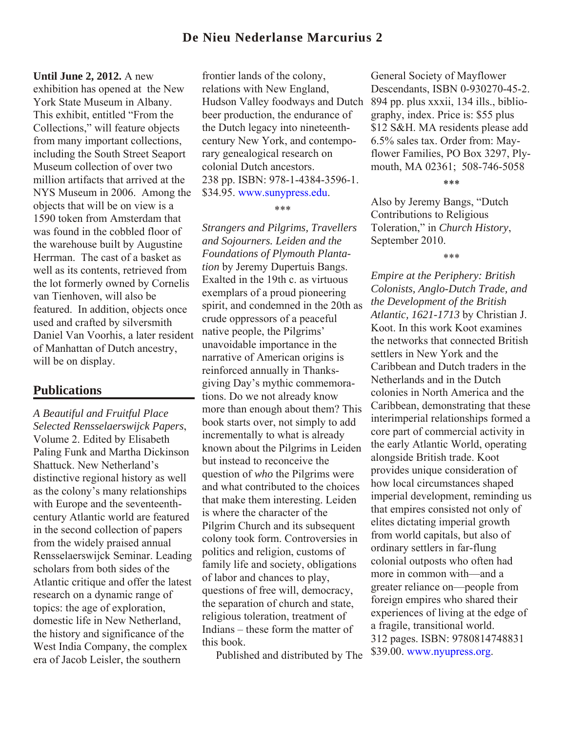**Until June 2, 2012.** A new exhibition has opened at the New York State Museum in Albany. This exhibit, entitled "From the Collections," will feature objects from many important collections, including the South Street Seaport Museum collection of over two million artifacts that arrived at the NYS Museum in 2006. Among the objects that will be on view is a 1590 token from Amsterdam that was found in the cobbled floor of the warehouse built by Augustine Herrman. The cast of a basket as well as its contents, retrieved from the lot formerly owned by Cornelis van Tienhoven, will also be featured. In addition, objects once used and crafted by silversmith Daniel Van Voorhis, a later resident of Manhattan of Dutch ancestry, will be on display.

## Publications

*A Beautiful and Fruitful Place Selected Rensselaerswijck Papers*, Volume 2. Edited by Elisabeth Paling Funk and Martha Dickinson Shattuck. New Netherland's distinctive regional history as well as the colony's many relationships with Europe and the seventeenth-century Atlantic world are featured in the second collection of papers from the widely praised annual Rensselaerswijck Seminar. Leading scholars from both sides of the Atlantic critique and offer the latest research on a dynamic range of topics: the age of exploration, domestic life in New Netherland, the history and significance of the West India Company, the complex era of Jacob Leisler, the southern frontier lands of the colony, relations with New England, Hudson Valley foodways and Dutch beer production, the endurance of the Dutch legacy into nineteenth-century New York, and contemporary genealogical research on colonial Dutch ancestors.
238 pp. ISBN: 978-1-4384-3596-1. $34.95. www.sunypress.edu.

***

*Strangers and Pilgrims, Travellers and Sojourners. Leiden and the Foundations of Plymouth Plantation* by Jeremy Dupertuis Bangs. Exalted in the 19th c. as virtuous exemplars of a proud pioneering spirit, and condemned in the 20th as crude oppressors of a peaceful native people, the Pilgrims' unavoidable importance in the narrative of American origins is reinforced annually in Thanksgiving Day's mythic commemorations. Do we not already know more than enough about them? This book starts over, not simply to add incrementally to what is already known about the Pilgrims in Leiden but instead to reconceive the question of *who* the Pilgrims were and what contributed to the choices that make them interesting. Leiden is where the character of the Pilgrim Church and its subsequent colony took form. Controversies in politics and religion, customs of family life and society, obligations of labor and chances to play, questions of free will, democracy, the separation of church and state, religious toleration, treatment of Indians – these form the matter of this book.

Published and distributed by The General Society of Mayflower Descendants, ISBN 0-930270-45-2. 894 pp. plus xxxii, 134 ills., bibliography, index. Price is: $55 plus $12 S&H. MA residents please add 6.5% sales tax. Order from: Mayflower Families, PO Box 3297, Plymouth, MA 02361; 508-746-5058

***

Also by Jeremy Bangs, "Dutch Contributions to Religious Toleration," in *Church History*, September 2010.

***

*Empire at the Periphery: British Colonists, Anglo-Dutch Trade, and the Development of the British Atlantic, 1621-1713* by Christian J. Koot. In this work Koot examines the networks that connected British settlers in New York and the Caribbean and Dutch traders in the Netherlands and in the Dutch colonies in North America and the Caribbean, demonstrating that these interimperial relationships formed a core part of commercial activity in the early Atlantic World, operating alongside British trade. Koot provides unique consideration of how local circumstances shaped imperial development, reminding us that empires consisted not only of elites dictating imperial growth from world capitals, but also of ordinary settlers in far-flung colonial outposts who often had more in common with—and a greater reliance on—people from foreign empires who shared their experiences of living at the edge of a fragile, transitional world.
312 pages. ISBN: 9780814748831 $39.00. www.nyupress.org.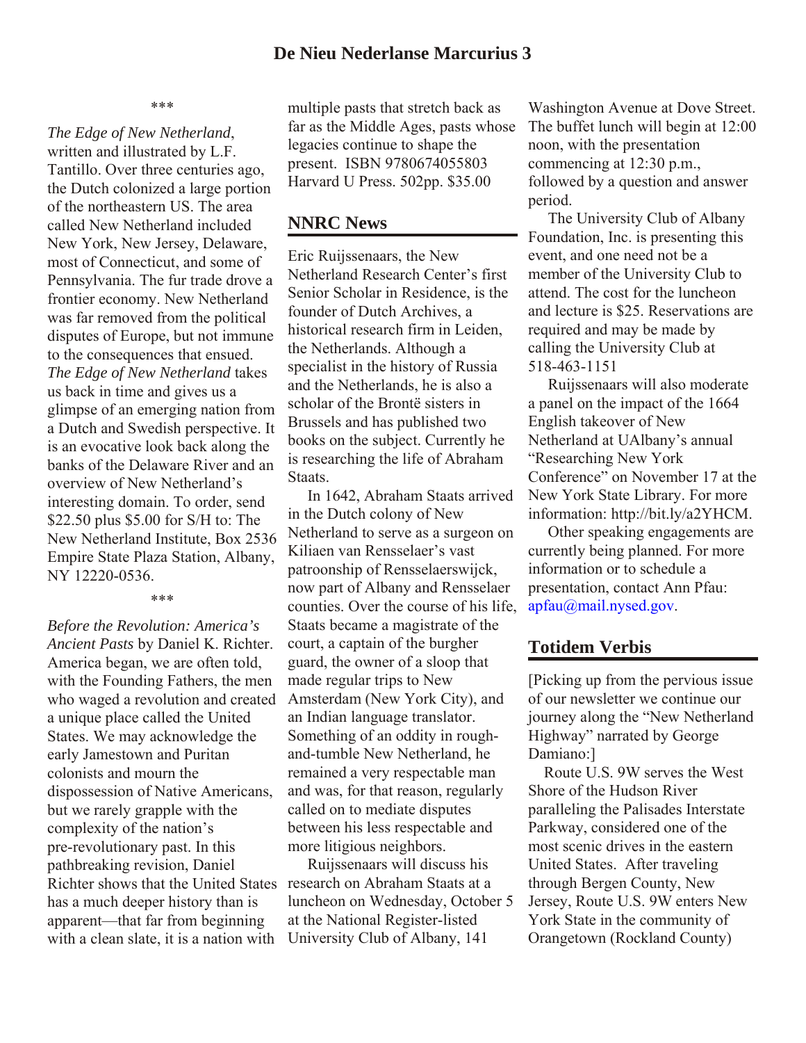\*\*\*

*The Edge of New Netherland*, written and illustrated by L.F. Tantillo. Over three centuries ago, the Dutch colonized a large portion of the northeastern US. The area called New Netherland included New York, New Jersey, Delaware, most of Connecticut, and some of Pennsylvania. The fur trade drove a frontier economy. New Netherland was far removed from the political disputes of Europe, but not immune to the consequences that ensued. *The Edge of New Netherland* takes us back in time and gives us a glimpse of an emerging nation from a Dutch and Swedish perspective. It is an evocative look back along the banks of the Delaware River and an overview of New Netherland's interesting domain. To order, send $22.50 plus $5.00 for S/H to: The New Netherland Institute, Box 2536 Empire State Plaza Station, Albany, NY 12220-0536.

\*\*\*

*Before the Revolution: America's Ancient Pasts* by Daniel K. Richter. America began, we are often told, with the Founding Fathers, the men who waged a revolution and created a unique place called the United States. We may acknowledge the early Jamestown and Puritan colonists and mourn the dispossession of Native Americans, but we rarely grapple with the complexity of the nation's pre-revolutionary past. In this pathbreaking revision, Daniel Richter shows that the United States has a much deeper history than is apparent—that far from beginning with a clean slate, it is a nation with multiple pasts that stretch back as far as the Middle Ages, pasts whose legacies continue to shape the present. ISBN 9780674055803 Harvard U Press. 502pp. $35.00

## NNRC News

Eric Ruijssenaars, the New Netherland Research Center's first Senior Scholar in Residence, is the founder of Dutch Archives, a historical research firm in Leiden, the Netherlands. Although a specialist in the history of Russia and the Netherlands, he is also a scholar of the Brontë sisters in Brussels and has published two books on the subject. Currently he is researching the life of Abraham Staats.

In 1642, Abraham Staats arrived in the Dutch colony of New Netherland to serve as a surgeon on Kiliaen van Rensselaer's vast patroonship of Rensselaerswijck, now part of Albany and Rensselaer counties. Over the course of his life, Staats became a magistrate of the court, a captain of the burgher guard, the owner of a sloop that made regular trips to New Amsterdam (New York City), and an Indian language translator. Something of an oddity in rough-and-tumble New Netherland, he remained a very respectable man and was, for that reason, regularly called on to mediate disputes between his less respectable and more litigious neighbors.

Ruijssenaars will discuss his research on Abraham Staats at a luncheon on Wednesday, October 5 at the National Register-listed University Club of Albany, 141 Washington Avenue at Dove Street. The buffet lunch will begin at 12:00 noon, with the presentation commencing at 12:30 p.m., followed by a question and answer period.

The University Club of Albany Foundation, Inc. is presenting this event, and one need not be a member of the University Club to attend. The cost for the luncheon and lecture is $25. Reservations are required and may be made by calling the University Club at 518-463-1151

Ruijssenaars will also moderate a panel on the impact of the 1664 English takeover of New Netherland at UAlbany's annual "Researching New York Conference" on November 17 at the New York State Library. For more information: http://bit.ly/a2YHCM.

Other speaking engagements are currently being planned. For more information or to schedule a presentation, contact Ann Pfau: apfau@mail.nysed.gov.

## Totidem Verbis

[Picking up from the pervious issue of our newsletter we continue our journey along the "New Netherland Highway" narrated by George Damiano:]

Route U.S. 9W serves the West Shore of the Hudson River paralleling the Palisades Interstate Parkway, considered one of the most scenic drives in the eastern United States. After traveling through Bergen County, New Jersey, Route U.S. 9W enters New York State in the community of Orangetown (Rockland County)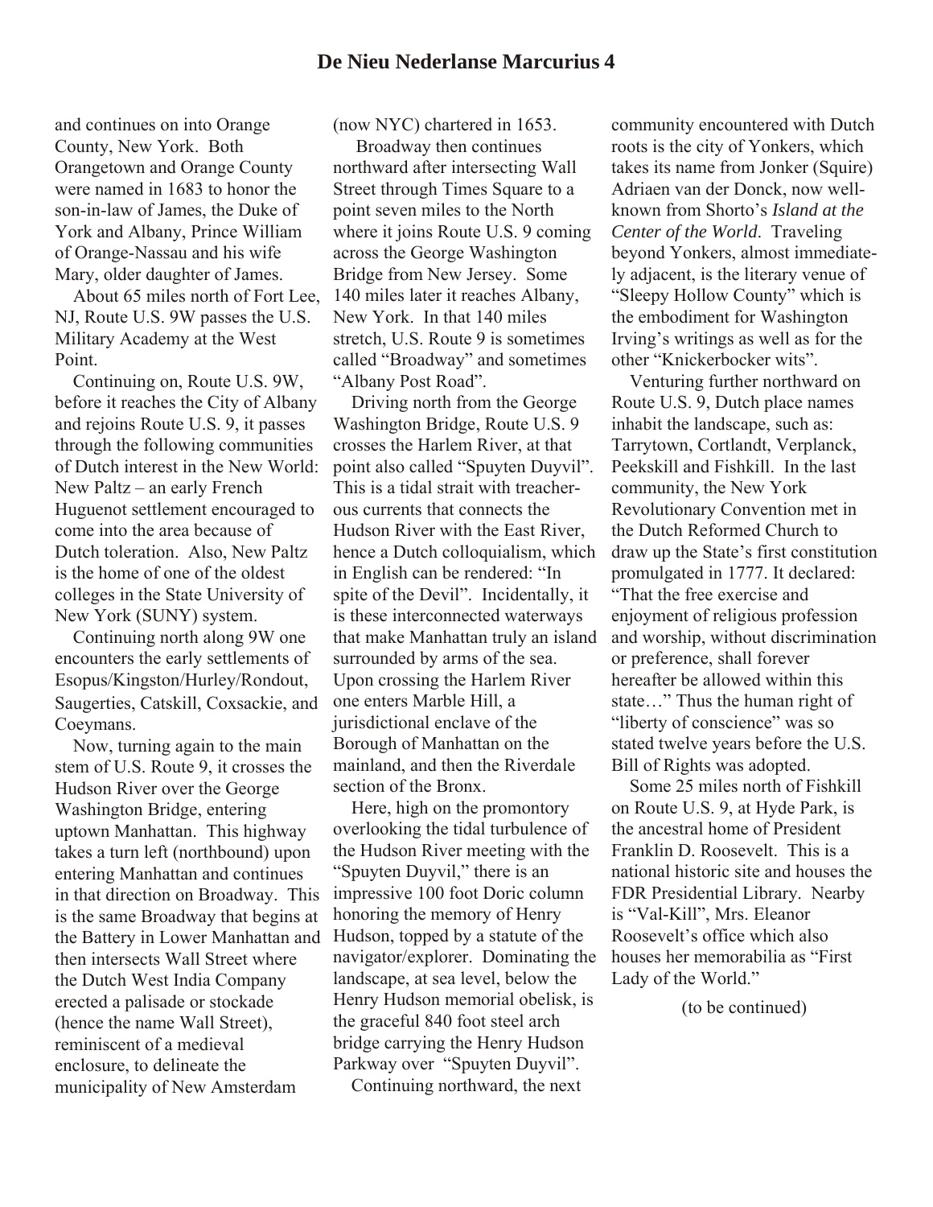and continues on into Orange County, New York. Both Orangetown and Orange County were named in 1683 to honor the son-in-law of James, the Duke of York and Albany, Prince William of Orange-Nassau and his wife Mary, older daughter of James.

About 65 miles north of Fort Lee, NJ, Route U.S. 9W passes the U.S. Military Academy at the West Point.

Continuing on, Route U.S. 9W, before it reaches the City of Albany and rejoins Route U.S. 9, it passes through the following communities of Dutch interest in the New World: New Paltz – an early French Huguenot settlement encouraged to come into the area because of Dutch toleration. Also, New Paltz is the home of one of the oldest colleges in the State University of New York (SUNY) system.

Continuing north along 9W one encounters the early settlements of Esopus/Kingston/Hurley/Rondout, Saugerties, Catskill, Coxsackie, and Coeymans.

Now, turning again to the main stem of U.S. Route 9, it crosses the Hudson River over the George Washington Bridge, entering uptown Manhattan. This highway takes a turn left (northbound) upon entering Manhattan and continues in that direction on Broadway. This is the same Broadway that begins at the Battery in Lower Manhattan and then intersects Wall Street where the Dutch West India Company erected a palisade or stockade (hence the name Wall Street), reminiscent of a medieval enclosure, to delineate the municipality of New Amsterdam (now NYC) chartered in 1653.

Broadway then continues northward after intersecting Wall Street through Times Square to a point seven miles to the North where it joins Route U.S. 9 coming across the George Washington Bridge from New Jersey. Some 140 miles later it reaches Albany, New York. In that 140 miles stretch, U.S. Route 9 is sometimes called "Broadway" and sometimes "Albany Post Road".

Driving north from the George Washington Bridge, Route U.S. 9 crosses the Harlem River, at that point also called "Spuyten Duyvil". This is a tidal strait with treacherous currents that connects the Hudson River with the East River, hence a Dutch colloquialism, which in English can be rendered: "In spite of the Devil". Incidentally, it is these interconnected waterways that make Manhattan truly an island surrounded by arms of the sea. Upon crossing the Harlem River one enters Marble Hill, a jurisdictional enclave of the Borough of Manhattan on the mainland, and then the Riverdale section of the Bronx.

Here, high on the promontory overlooking the tidal turbulence of the Hudson River meeting with the "Spuyten Duyvil," there is an impressive 100 foot Doric column honoring the memory of Henry Hudson, topped by a statute of the navigator/explorer. Dominating the landscape, at sea level, below the Henry Hudson memorial obelisk, is the graceful 840 foot steel arch bridge carrying the Henry Hudson Parkway over "Spuyten Duyvil".

Continuing northward, the next community encountered with Dutch roots is the city of Yonkers, which takes its name from Jonker (Squire) Adriaen van der Donck, now well-known from Shorto's *Island at the Center of the World.* Traveling beyond Yonkers, almost immediately adjacent, is the literary venue of "Sleepy Hollow County" which is the embodiment for Washington Irving's writings as well as for the other "Knickerbocker wits".

Venturing further northward on Route U.S. 9, Dutch place names inhabit the landscape, such as: Tarrytown, Cortlandt, Verplanck, Peekskill and Fishkill. In the last community, the New York Revolutionary Convention met in the Dutch Reformed Church to draw up the State's first constitution promulgated in 1777. It declared: "That the free exercise and enjoyment of religious profession and worship, without discrimination or preference, shall forever hereafter be allowed within this state…" Thus the human right of "liberty of conscience" was so stated twelve years before the U.S. Bill of Rights was adopted.

Some 25 miles north of Fishkill on Route U.S. 9, at Hyde Park, is the ancestral home of President Franklin D. Roosevelt. This is a national historic site and houses the FDR Presidential Library. Nearby is "Val-Kill", Mrs. Eleanor Roosevelt's office which also houses her memorabilia as "First Lady of the World."

(to be continued)